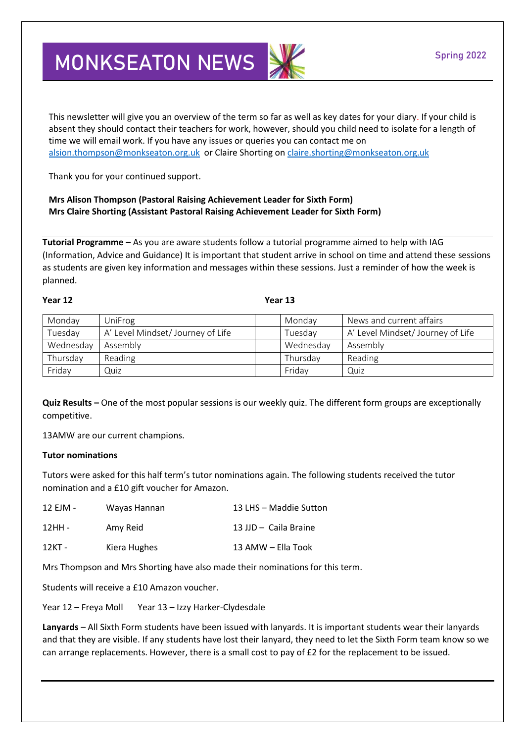# MONKSEATON NEWS

Spring 2022

This newsletter will give you an overview of the term so far as well as key dates for your diary. If your child is absent they should contact their teachers for work, however, should you child need to isolate for a length of time we will email work. If you have any issues or queries you can contact me on alsion.thompson@monkseaton.org.uk or Claire Shorting on claire.shorting@monkseaton.org.uk

Thank you for your continued support.

**Mrs Alison Thompson (Pastoral Raising Achievement Leader for Sixth Form)**
**Mrs Claire Shorting (Assistant Pastoral Raising Achievement Leader for Sixth Form)**

**Tutorial Programme –** As you are aware students follow a tutorial programme aimed to help with IAG (Information, Advice and Guidance) It is important that student arrive in school on time and attend these sessions as students are given key information and messages within these sessions. Just a reminder of how the week is planned.

**Year 12**

| Day | Session |
|---|---|
| Monday | UniFrog |
| Tuesday | A' Level Mindset/ Journey of Life |
| Wednesday | Assembly |
| Thursday | Reading |
| Friday | Quiz |

**Year 13**

| Day | Session |
|---|---|
| Monday | News and current affairs |
| Tuesday | A' Level Mindset/ Journey of Life |
| Wednesday | Assembly |
| Thursday | Reading |
| Friday | Quiz |

**Quiz Results –** One of the most popular sessions is our weekly quiz. The different form groups are exceptionally competitive.

13AMW are our current champions.

**Tutor nominations**

Tutors were asked for this half term's tutor nominations again. The following students received the tutor nomination and a £10 gift voucher for Amazon.

12 EJM - Wayas Hannan
12HH - Amy Reid
12KT - Kiera Hughes

13 LHS – Maddie Sutton
13 JJD – Caila Braine
13 AMW – Ella Took

Mrs Thompson and Mrs Shorting have also made their nominations for this term.

Students will receive a £10 Amazon voucher.

Year 12 – Freya Moll    Year 13 – Izzy Harker-Clydesdale

**Lanyards** – All Sixth Form students have been issued with lanyards. It is important students wear their lanyards and that they are visible. If any students have lost their lanyard, they need to let the Sixth Form team know so we can arrange replacements. However, there is a small cost to pay of £2 for the replacement to be issued.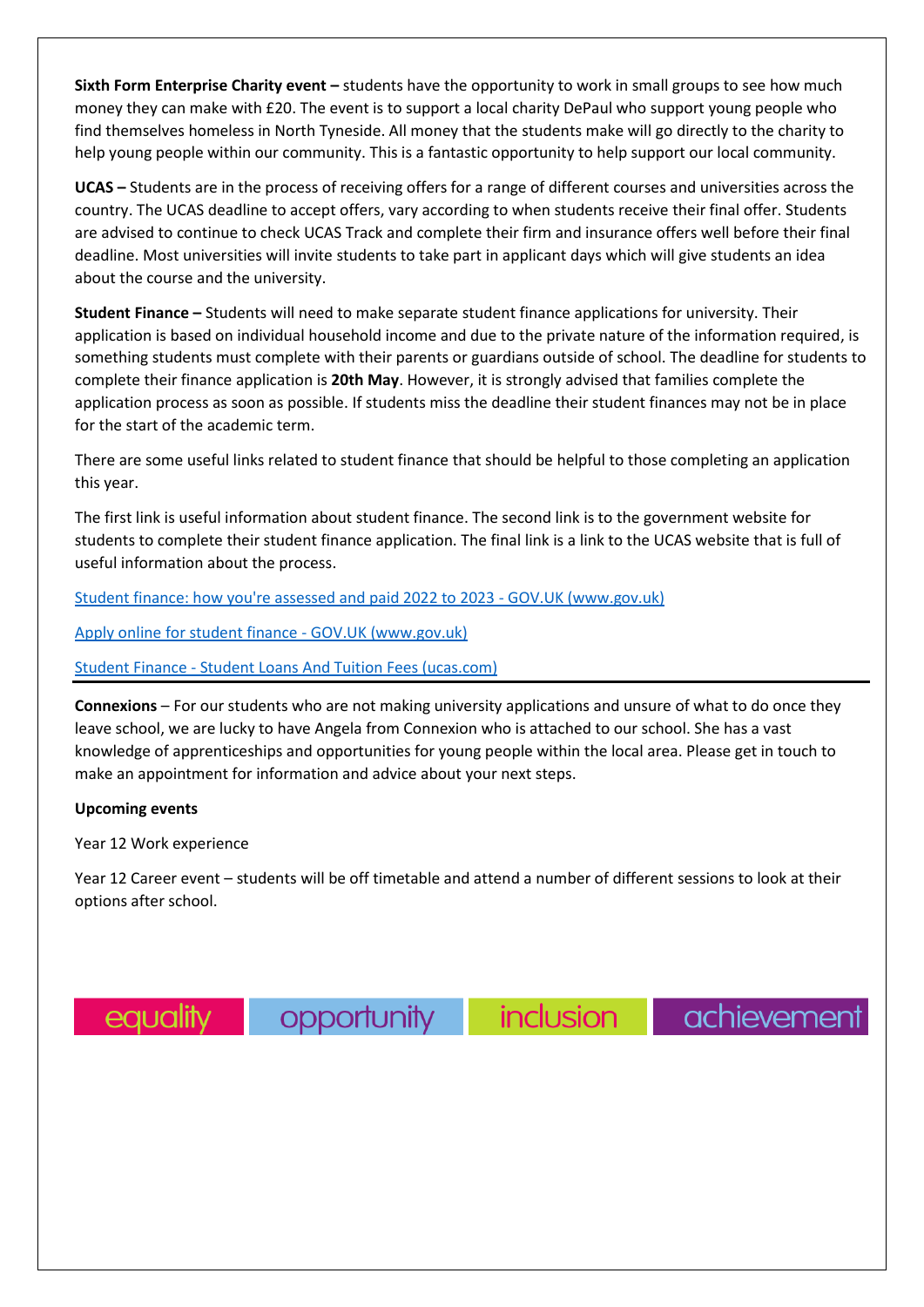**Sixth Form Enterprise Charity event –** students have the opportunity to work in small groups to see how much money they can make with £20. The event is to support a local charity DePaul who support young people who find themselves homeless in North Tyneside. All money that the students make will go directly to the charity to help young people within our community. This is a fantastic opportunity to help support our local community.

**UCAS –** Students are in the process of receiving offers for a range of different courses and universities across the country. The UCAS deadline to accept offers, vary according to when students receive their final offer. Students are advised to continue to check UCAS Track and complete their firm and insurance offers well before their final deadline. Most universities will invite students to take part in applicant days which will give students an idea about the course and the university.

**Student Finance –** Students will need to make separate student finance applications for university. Their application is based on individual household income and due to the private nature of the information required, is something students must complete with their parents or guardians outside of school. The deadline for students to complete their finance application is **20th May**. However, it is strongly advised that families complete the application process as soon as possible. If students miss the deadline their student finances may not be in place for the start of the academic term.

There are some useful links related to student finance that should be helpful to those completing an application this year.

The first link is useful information about student finance. The second link is to the government website for students to complete their student finance application. The final link is a link to the UCAS website that is full of useful information about the process.

Student finance: how you're assessed and paid 2022 to 2023 - GOV.UK (www.gov.uk)

Apply online for student finance - GOV.UK (www.gov.uk)

Student Finance - Student Loans And Tuition Fees (ucas.com)

---

**Connexions** – For our students who are not making university applications and unsure of what to do once they leave school, we are lucky to have Angela from Connexion who is attached to our school. She has a vast knowledge of apprenticeships and opportunities for young people within the local area. Please get in touch to make an appointment for information and advice about your next steps.

**Upcoming events**

Year 12 Work experience

Year 12 Career event – students will be off timetable and attend a number of different sessions to look at their options after school.

equality opportunity inclusion achievement